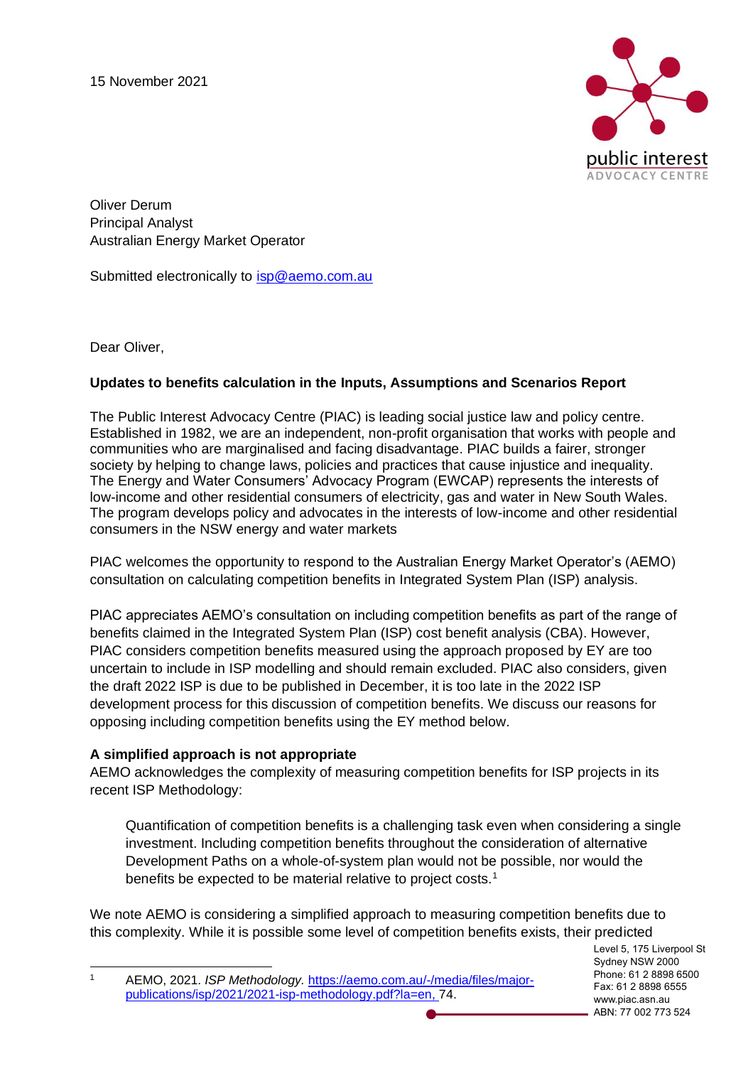15 November 2021

Oliver Derum
Principal Analyst
Australian Energy Market Operator

Submitted electronically to isp@aemo.com.au

Dear Oliver,

**Updates to benefits calculation in the Inputs, Assumptions and Scenarios Report**

The Public Interest Advocacy Centre (PIAC) is leading social justice law and policy centre. Established in 1982, we are an independent, non-profit organisation that works with people and communities who are marginalised and facing disadvantage. PIAC builds a fairer, stronger society by helping to change laws, policies and practices that cause injustice and inequality. The Energy and Water Consumers' Advocacy Program (EWCAP) represents the interests of low-income and other residential consumers of electricity, gas and water in New South Wales. The program develops policy and advocates in the interests of low-income and other residential consumers in the NSW energy and water markets

PIAC welcomes the opportunity to respond to the Australian Energy Market Operator's (AEMO) consultation on calculating competition benefits in Integrated System Plan (ISP) analysis.

PIAC appreciates AEMO's consultation on including competition benefits as part of the range of benefits claimed in the Integrated System Plan (ISP) cost benefit analysis (CBA). However, PIAC considers competition benefits measured using the approach proposed by EY are too uncertain to include in ISP modelling and should remain excluded. PIAC also considers, given the draft 2022 ISP is due to be published in December, it is too late in the 2022 ISP development process for this discussion of competition benefits. We discuss our reasons for opposing including competition benefits using the EY method below.

**A simplified approach is not appropriate**

AEMO acknowledges the complexity of measuring competition benefits for ISP projects in its recent ISP Methodology:

> Quantification of competition benefits is a challenging task even when considering a single investment. Including competition benefits throughout the consideration of alternative Development Paths on a whole-of-system plan would not be possible, nor would the benefits be expected to be material relative to project costs.[1]

We note AEMO is considering a simplified approach to measuring competition benefits due to this complexity. While it is possible some level of competition benefits exists, their predicted

[1] AEMO, 2021. *ISP Methodology.* https://aemo.com.au/-/media/files/major-publications/isp/2021/2021-isp-methodology.pdf?la=en, 74.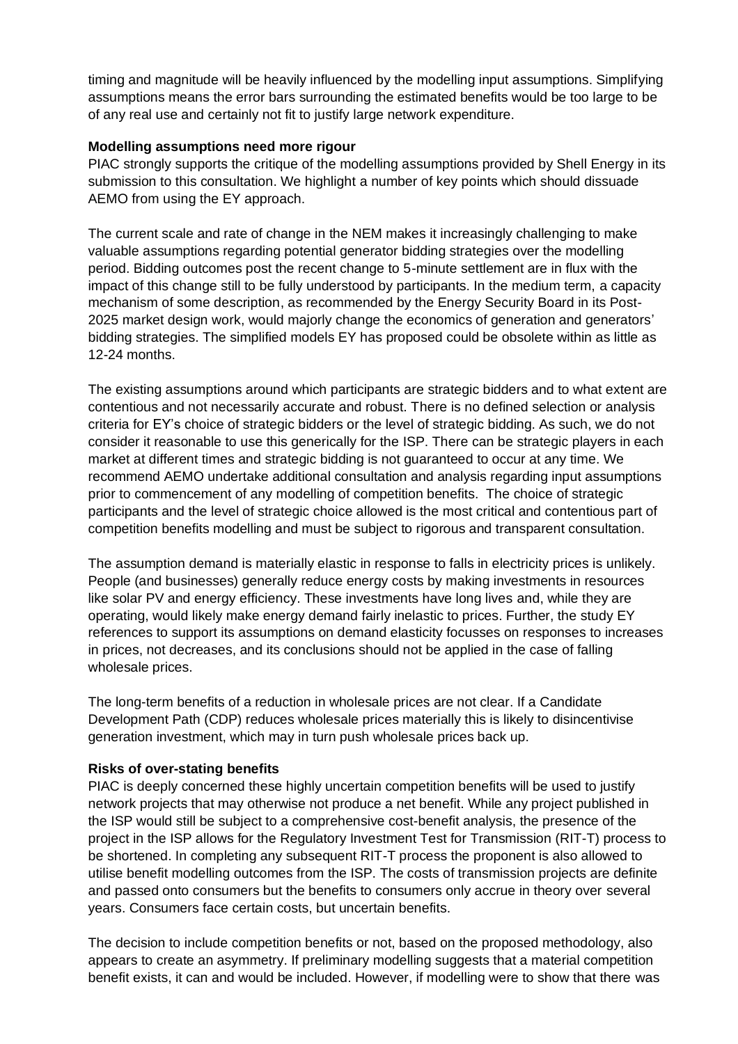timing and magnitude will be heavily influenced by the modelling input assumptions. Simplifying assumptions means the error bars surrounding the estimated benefits would be too large to be of any real use and certainly not fit to justify large network expenditure.

**Modelling assumptions need more rigour**

PIAC strongly supports the critique of the modelling assumptions provided by Shell Energy in its submission to this consultation. We highlight a number of key points which should dissuade AEMO from using the EY approach.

The current scale and rate of change in the NEM makes it increasingly challenging to make valuable assumptions regarding potential generator bidding strategies over the modelling period. Bidding outcomes post the recent change to 5-minute settlement are in flux with the impact of this change still to be fully understood by participants. In the medium term, a capacity mechanism of some description, as recommended by the Energy Security Board in its Post-2025 market design work, would majorly change the economics of generation and generators' bidding strategies. The simplified models EY has proposed could be obsolete within as little as 12-24 months.

The existing assumptions around which participants are strategic bidders and to what extent are contentious and not necessarily accurate and robust. There is no defined selection or analysis criteria for EY's choice of strategic bidders or the level of strategic bidding. As such, we do not consider it reasonable to use this generically for the ISP. There can be strategic players in each market at different times and strategic bidding is not guaranteed to occur at any time. We recommend AEMO undertake additional consultation and analysis regarding input assumptions prior to commencement of any modelling of competition benefits. The choice of strategic participants and the level of strategic choice allowed is the most critical and contentious part of competition benefits modelling and must be subject to rigorous and transparent consultation.

The assumption demand is materially elastic in response to falls in electricity prices is unlikely. People (and businesses) generally reduce energy costs by making investments in resources like solar PV and energy efficiency. These investments have long lives and, while they are operating, would likely make energy demand fairly inelastic to prices. Further, the study EY references to support its assumptions on demand elasticity focusses on responses to increases in prices, not decreases, and its conclusions should not be applied in the case of falling wholesale prices.

The long-term benefits of a reduction in wholesale prices are not clear. If a Candidate Development Path (CDP) reduces wholesale prices materially this is likely to disincentivise generation investment, which may in turn push wholesale prices back up.

**Risks of over-stating benefits**

PIAC is deeply concerned these highly uncertain competition benefits will be used to justify network projects that may otherwise not produce a net benefit. While any project published in the ISP would still be subject to a comprehensive cost-benefit analysis, the presence of the project in the ISP allows for the Regulatory Investment Test for Transmission (RIT-T) process to be shortened. In completing any subsequent RIT-T process the proponent is also allowed to utilise benefit modelling outcomes from the ISP. The costs of transmission projects are definite and passed onto consumers but the benefits to consumers only accrue in theory over several years. Consumers face certain costs, but uncertain benefits.

The decision to include competition benefits or not, based on the proposed methodology, also appears to create an asymmetry. If preliminary modelling suggests that a material competition benefit exists, it can and would be included. However, if modelling were to show that there was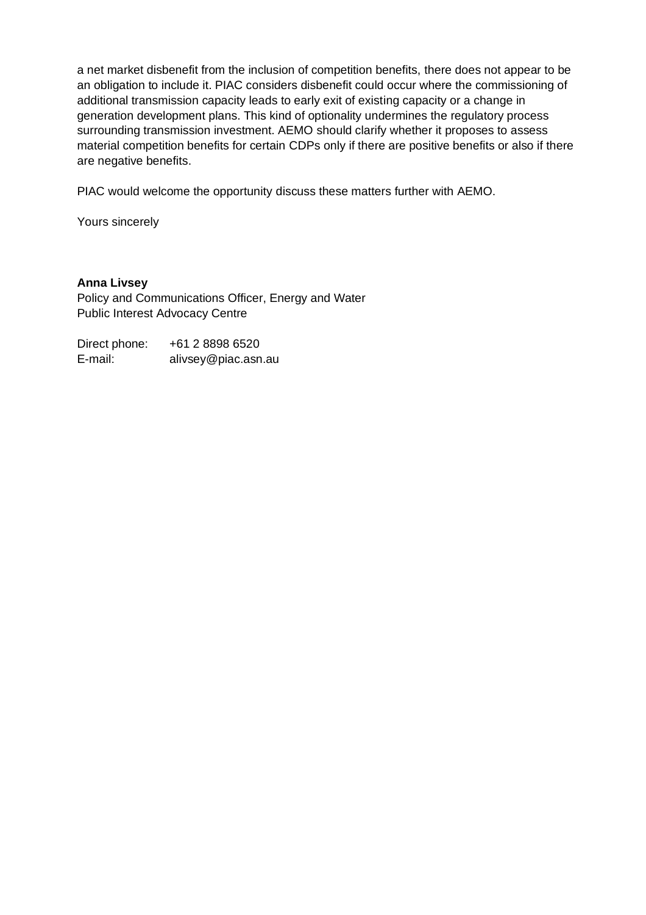a net market disbenefit from the inclusion of competition benefits, there does not appear to be an obligation to include it. PIAC considers disbenefit could occur where the commissioning of additional transmission capacity leads to early exit of existing capacity or a change in generation development plans. This kind of optionality undermines the regulatory process surrounding transmission investment. AEMO should clarify whether it proposes to assess material competition benefits for certain CDPs only if there are positive benefits or also if there are negative benefits.

PIAC would welcome the opportunity discuss these matters further with AEMO.

Yours sincerely

**Anna Livsey**
Policy and Communications Officer, Energy and Water
Public Interest Advocacy Centre

Direct phone: +61 2 8898 6520
E-mail: alivsey@piac.asn.au